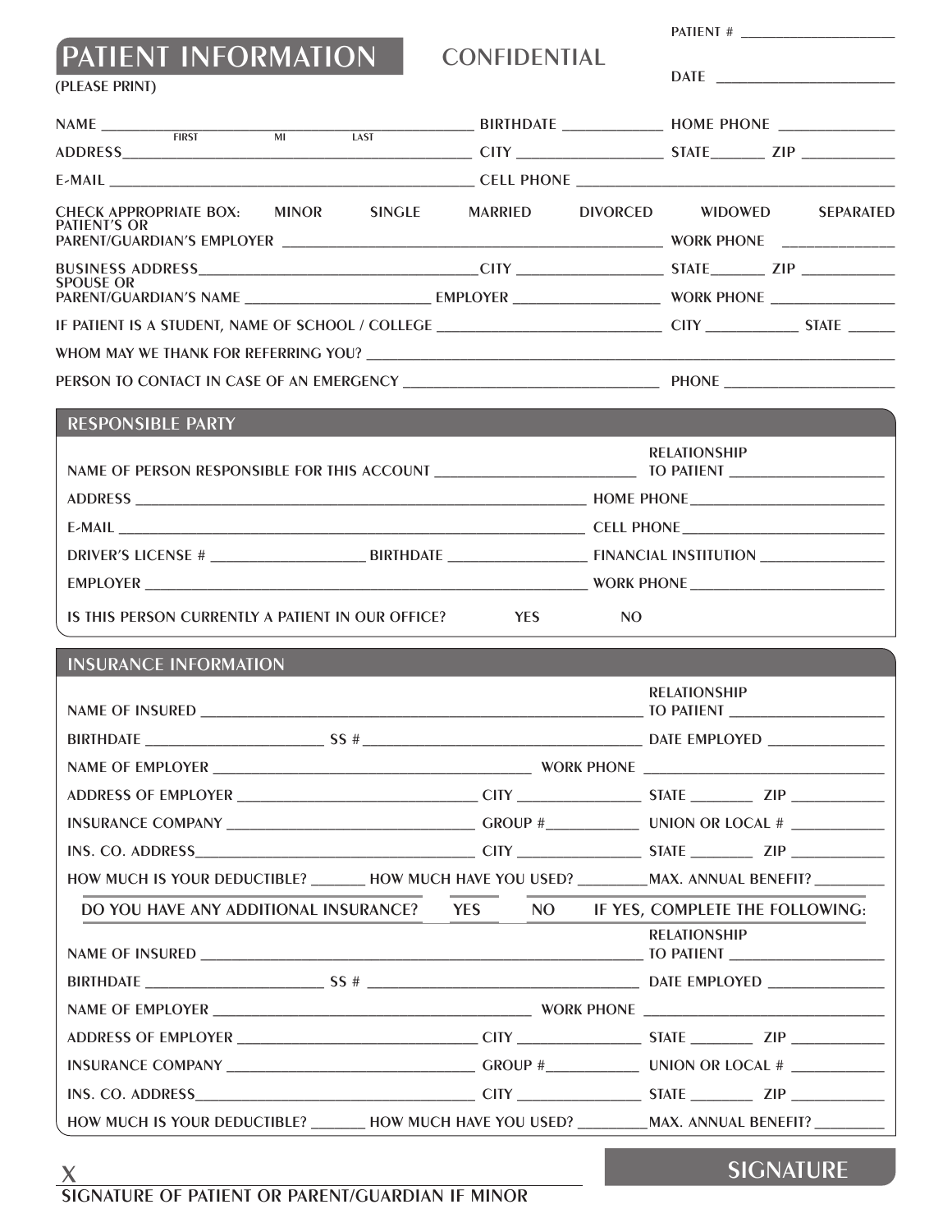PATIENT # ____________________

# PATIENT INFORMATION

CONFIDENTIAL

DATE ______________________

(PLEASE PRINT)

NAME ______________________________________________ BIRTHDATE ____________ HOME PHONE ______________
FIRST MI LAST

ADDRESS______________________________________________ CITY __________________ STATE_______ ZIP ___________

E-MAIL ______________________________________________ CELL PHONE __________________________________________

CHECK APPROPRIATE BOX: MINOR SINGLE MARRIED DIVORCED WIDOWED SEPARATED

PATIENT'S OR PARENT/GUARDIAN'S EMPLOYER ________________________________________________ WORK PHONE ______________

BUSINESS ADDRESS___________________________________ CITY __________________ STATE_______ ZIP ___________

SPOUSE OR PARENT/GUARDIAN'S NAME _______________________ EMPLOYER ___________________ WORK PHONE ________________

IF PATIENT IS A STUDENT, NAME OF SCHOOL / COLLEGE ____________________________ CITY ____________ STATE ______

WHOM MAY WE THANK FOR REFERRING YOU? ______________________________________________________________

PERSON TO CONTACT IN CASE OF AN EMERGENCY _________________________________ PHONE ____________________

## RESPONSIBLE PARTY

NAME OF PERSON RESPONSIBLE FOR THIS ACCOUNT _________________________ RELATIONSHIP TO PATIENT ___________________

ADDRESS _________________________________________________________ HOME PHONE_________________________

E-MAIL __________________________________________________________ CELL PHONE_________________________

DRIVER'S LICENSE # ___________________ BIRTHDATE _________________ FINANCIAL INSTITUTION ________________

EMPLOYER ________________________________________________________ WORK PHONE _________________________

IS THIS PERSON CURRENTLY A PATIENT IN OUR OFFICE? YES NO

## INSURANCE INFORMATION

NAME OF INSURED _____________________________________________________ RELATIONSHIP TO PATIENT ___________________

BIRTHDATE ______________________ SS # ___________________________________ DATE EMPLOYED _______________

NAME OF EMPLOYER _________________________________________ WORK PHONE _______________________________

ADDRESS OF EMPLOYER _______________________________ CITY ________________ STATE ________ ZIP ____________

INSURANCE COMPANY _________________________________ GROUP #____________ UNION OR LOCAL # ____________

INS. CO. ADDRESS___________________________________ CITY ________________ STATE ________ ZIP ____________

HOW MUCH IS YOUR DEDUCTIBLE? _______ HOW MUCH HAVE YOU USED? _________ MAX. ANNUAL BENEFIT? _________

DO YOU HAVE ANY ADDITIONAL INSURANCE? YES NO IF YES, COMPLETE THE FOLLOWING:

NAME OF INSURED _____________________________________________________ RELATIONSHIP TO PATIENT ___________________

BIRTHDATE ______________________ SS # ___________________________________ DATE EMPLOYED _______________

NAME OF EMPLOYER _________________________________________ WORK PHONE _______________________________

ADDRESS OF EMPLOYER _______________________________ CITY ________________ STATE ________ ZIP ____________

INSURANCE COMPANY _________________________________ GROUP #____________ UNION OR LOCAL # ____________

INS. CO. ADDRESS___________________________________ CITY ________________ STATE ________ ZIP ____________

HOW MUCH IS YOUR DEDUCTIBLE? _______ HOW MUCH HAVE YOU USED? _________ MAX. ANNUAL BENEFIT? _________

## SIGNATURE

X ________________________________________________

SIGNATURE OF PATIENT OR PARENT/GUARDIAN IF MINOR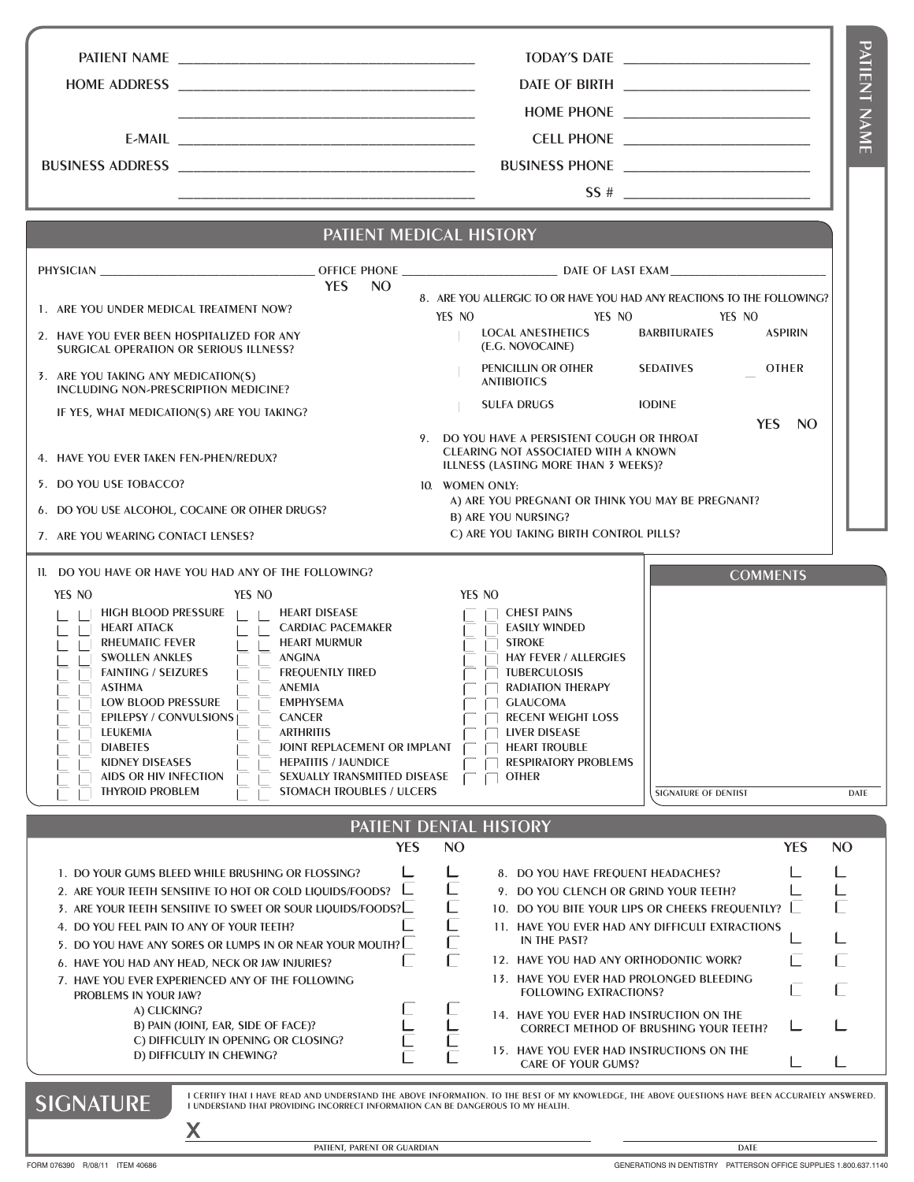PATIENT NAME ______________________ TODAY'S DATE ______________________

HOME ADDRESS ______________________ DATE OF BIRTH ______________________

______________________ HOME PHONE ______________________

E-MAIL ______________________ CELL PHONE ______________________

BUSINESS ADDRESS ______________________ BUSINESS PHONE ______________________

______________________ SS # ______________________

PATIENT NAME

## PATIENT MEDICAL HISTORY

PHYSICIAN ______________________ OFFICE PHONE ______________________ DATE OF LAST EXAM ______________________

| | YES | NO |
|---|---|---|
| 1. ARE YOU UNDER MEDICAL TREATMENT NOW? | | |
| 2. HAVE YOU EVER BEEN HOSPITALIZED FOR ANY SURGICAL OPERATION OR SERIOUS ILLNESS? | | |
| 3. ARE YOU TAKING ANY MEDICATION(S) INCLUDING NON-PRESCRIPTION MEDICINE? | | |
| IF YES, WHAT MEDICATION(S) ARE YOU TAKING? | | |
| 4. HAVE YOU EVER TAKEN FEN-PHEN/REDUX? | | |
| 5. DO YOU USE TOBACCO? | | |
| 6. DO YOU USE ALCOHOL, COCAINE OR OTHER DRUGS? | | |
| 7. ARE YOU WEARING CONTACT LENSES? | | |

8. ARE YOU ALLERGIC TO OR HAVE YOU HAD ANY REACTIONS TO THE FOLLOWING?

| YES | NO | | YES | NO | | YES | NO | |
|---|---|---|---|---|---|---|---|---|
| | | LOCAL ANESTHETICS (E.G. NOVOCAINE) | | | BARBITURATES | | | ASPIRIN |
| | | PENICILLIN OR OTHER ANTIBIOTICS | | | SEDATIVES | | | OTHER |
| | | SULFA DRUGS | | | IODINE | | | |

| | YES | NO |
|---|---|---|
| 9. DO YOU HAVE A PERSISTENT COUGH OR THROAT CLEARING NOT ASSOCIATED WITH A KNOWN ILLNESS (LASTING MORE THAN 3 WEEKS)? | | |
| 10. WOMEN ONLY: | | |
| A) ARE YOU PREGNANT OR THINK YOU MAY BE PREGNANT? | | |
| B) ARE YOU NURSING? | | |
| C) ARE YOU TAKING BIRTH CONTROL PILLS? | | |

11. DO YOU HAVE OR HAVE YOU HAD ANY OF THE FOLLOWING?

| YES | NO | | YES | NO | | YES | NO | |
|---|---|---|---|---|---|---|---|---|
| | | HIGH BLOOD PRESSURE | | | HEART DISEASE | | | CHEST PAINS |
| | | HEART ATTACK | | | CARDIAC PACEMAKER | | | EASILY WINDED |
| | | RHEUMATIC FEVER | | | HEART MURMUR | | | STROKE |
| | | SWOLLEN ANKLES | | | ANGINA | | | HAY FEVER / ALLERGIES |
| | | FAINTING / SEIZURES | | | FREQUENTLY TIRED | | | TUBERCULOSIS |
| | | ASTHMA | | | ANEMIA | | | RADIATION THERAPY |
| | | LOW BLOOD PRESSURE | | | EMPHYSEMA | | | GLAUCOMA |
| | | EPILEPSY / CONVULSIONS | | | CANCER | | | RECENT WEIGHT LOSS |
| | | LEUKEMIA | | | ARTHRITIS | | | LIVER DISEASE |
| | | DIABETES | | | JOINT REPLACEMENT OR IMPLANT | | | HEART TROUBLE |
| | | KIDNEY DISEASES | | | HEPATITIS / JAUNDICE | | | RESPIRATORY PROBLEMS |
| | | AIDS OR HIV INFECTION | | | SEXUALLY TRANSMITTED DISEASE | | | OTHER |
| | | THYROID PROBLEM | | | STOMACH TROUBLES / ULCERS | | | |

### COMMENTS

SIGNATURE OF DENTIST ______________________ DATE ______________________

## PATIENT DENTAL HISTORY

| | YES | NO |
|---|---|---|
| 1. DO YOUR GUMS BLEED WHILE BRUSHING OR FLOSSING? | | |
| 2. ARE YOUR TEETH SENSITIVE TO HOT OR COLD LIQUIDS/FOODS? | | |
| 3. ARE YOUR TEETH SENSITIVE TO SWEET OR SOUR LIQUIDS/FOODS? | | |
| 4. DO YOU FEEL PAIN TO ANY OF YOUR TEETH? | | |
| 5. DO YOU HAVE ANY SORES OR LUMPS IN OR NEAR YOUR MOUTH? | | |
| 6. HAVE YOU HAD ANY HEAD, NECK OR JAW INJURIES? | | |
| 7. HAVE YOU EVER EXPERIENCED ANY OF THE FOLLOWING PROBLEMS IN YOUR JAW? | | |
| A) CLICKING? | | |
| B) PAIN (JOINT, EAR, SIDE OF FACE)? | | |
| C) DIFFICULTY IN OPENING OR CLOSING? | | |
| D) DIFFICULTY IN CHEWING? | | |
| 8. DO YOU HAVE FREQUENT HEADACHES? | | |
| 9. DO YOU CLENCH OR GRIND YOUR TEETH? | | |
| 10. DO YOU BITE YOUR LIPS OR CHEEKS FREQUENTLY? | | |
| 11. HAVE YOU EVER HAD ANY DIFFICULT EXTRACTIONS IN THE PAST? | | |
| 12. HAVE YOU HAD ANY ORTHODONTIC WORK? | | |
| 13. HAVE YOU EVER HAD PROLONGED BLEEDING FOLLOWING EXTRACTIONS? | | |
| 14. HAVE YOU EVER HAD INSTRUCTION ON THE CORRECT METHOD OF BRUSHING YOUR TEETH? | | |
| 15. HAVE YOU EVER HAD INSTRUCTIONS ON THE CARE OF YOUR GUMS? | | |

## SIGNATURE

I CERTIFY THAT I HAVE READ AND UNDERSTAND THE ABOVE INFORMATION. TO THE BEST OF MY KNOWLEDGE, THE ABOVE QUESTIONS HAVE BEEN ACCURATELY ANSWERED. I UNDERSTAND THAT PROVIDING INCORRECT INFORMATION CAN BE DANGEROUS TO MY HEALTH.

X ______________________ ______________________

PATIENT, PARENT OR GUARDIAN DATE

FORM 076390 R/08/11 ITEM 40686

GENERATIONS IN DENTISTRY PATTERSON OFFICE SUPPLIES 1.800.637.1140